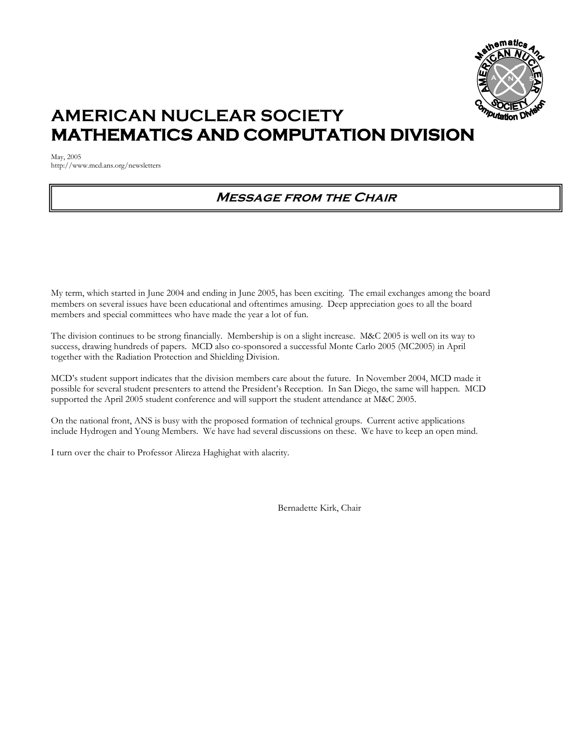# AMERICAN NUCLEAR SOCIETY
# MATHEMATICS AND COMPUTATION DIVISION

May, 2005
http://www.mcd.ans.org/newsletters

## *Message from the Chair*

My term, which started in June 2004 and ending in June 2005, has been exciting. The email exchanges among the board members on several issues have been educational and oftentimes amusing. Deep appreciation goes to all the board members and special committees who have made the year a lot of fun.

The division continues to be strong financially. Membership is on a slight increase. M&C 2005 is well on its way to success, drawing hundreds of papers. MCD also co-sponsored a successful Monte Carlo 2005 (MC2005) in April together with the Radiation Protection and Shielding Division.

MCD's student support indicates that the division members care about the future. In November 2004, MCD made it possible for several student presenters to attend the President's Reception. In San Diego, the same will happen. MCD supported the April 2005 student conference and will support the student attendance at M&C 2005.

On the national front, ANS is busy with the proposed formation of technical groups. Current active applications include Hydrogen and Young Members. We have had several discussions on these. We have to keep an open mind.

I turn over the chair to Professor Alireza Haghighat with alacrity.

Bernadette Kirk, Chair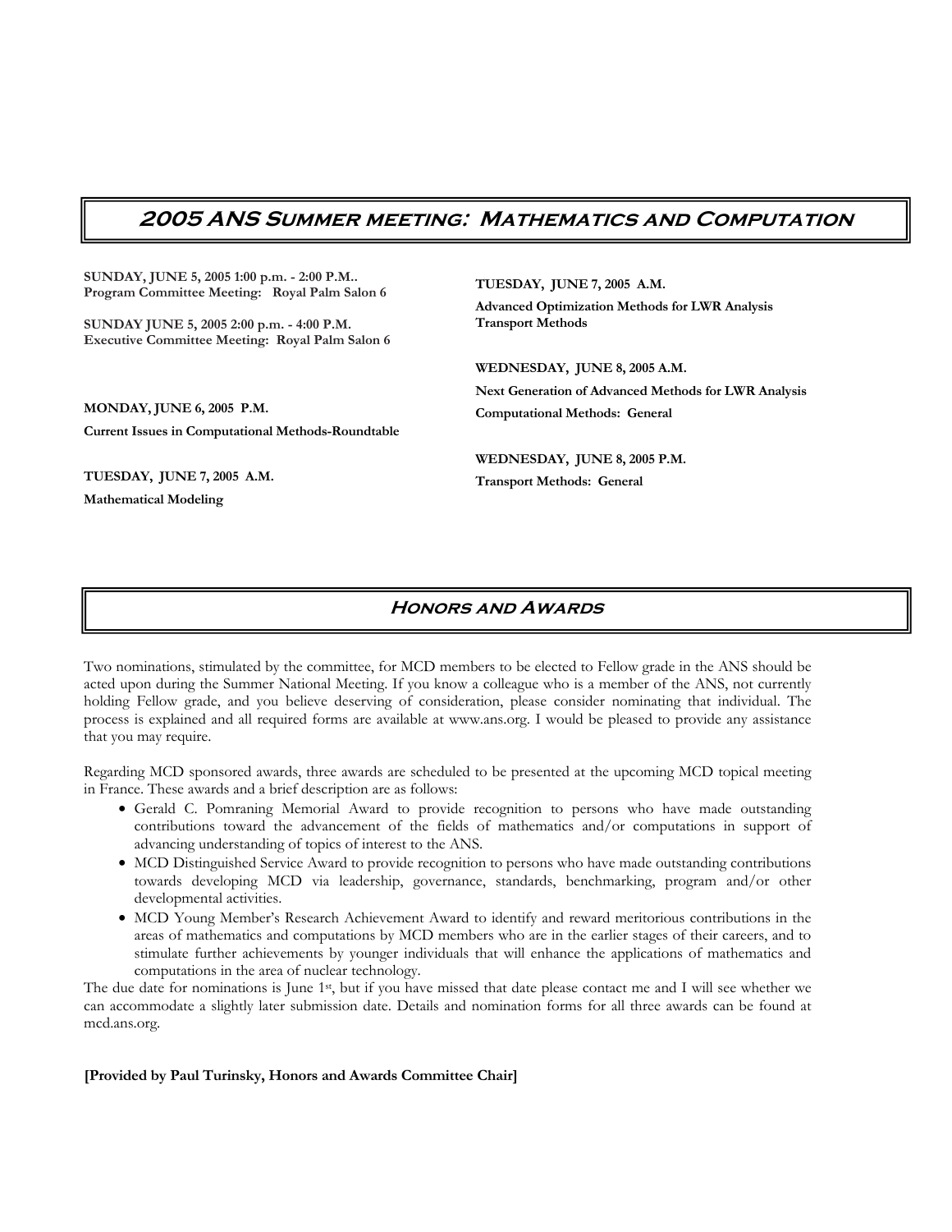## 2005 ANS Summer meeting: Mathematics and Computation

**SUNDAY, JUNE 5, 2005 1:00 p.m. - 2:00 P.M..**
**Program Committee Meeting: Royal Palm Salon 6**

**SUNDAY JUNE 5, 2005 2:00 p.m. - 4:00 P.M.**
**Executive Committee Meeting: Royal Palm Salon 6**

**MONDAY, JUNE 6, 2005 P.M.**

**Current Issues in Computational Methods-Roundtable**

**TUESDAY, JUNE 7, 2005 A.M.**

**Mathematical Modeling**

**TUESDAY, JUNE 7, 2005 A.M.**

**Advanced Optimization Methods for LWR Analysis**
**Transport Methods**

**WEDNESDAY, JUNE 8, 2005 A.M.**

**Next Generation of Advanced Methods for LWR Analysis**

**Computational Methods: General**

**WEDNESDAY, JUNE 8, 2005 P.M.**

**Transport Methods: General**

## Honors and Awards

Two nominations, stimulated by the committee, for MCD members to be elected to Fellow grade in the ANS should be acted upon during the Summer National Meeting. If you know a colleague who is a member of the ANS, not currently holding Fellow grade, and you believe deserving of consideration, please consider nominating that individual. The process is explained and all required forms are available at www.ans.org. I would be pleased to provide any assistance that you may require.

Regarding MCD sponsored awards, three awards are scheduled to be presented at the upcoming MCD topical meeting in France. These awards and a brief description are as follows:

- Gerald C. Pomraning Memorial Award to provide recognition to persons who have made outstanding contributions toward the advancement of the fields of mathematics and/or computations in support of advancing understanding of topics of interest to the ANS.
- MCD Distinguished Service Award to provide recognition to persons who have made outstanding contributions towards developing MCD via leadership, governance, standards, benchmarking, program and/or other developmental activities.
- MCD Young Member's Research Achievement Award to identify and reward meritorious contributions in the areas of mathematics and computations by MCD members who are in the earlier stages of their careers, and to stimulate further achievements by younger individuals that will enhance the applications of mathematics and computations in the area of nuclear technology.

The due date for nominations is June 1st, but if you have missed that date please contact me and I will see whether we can accommodate a slightly later submission date. Details and nomination forms for all three awards can be found at mcd.ans.org.

**[Provided by Paul Turinsky, Honors and Awards Committee Chair]**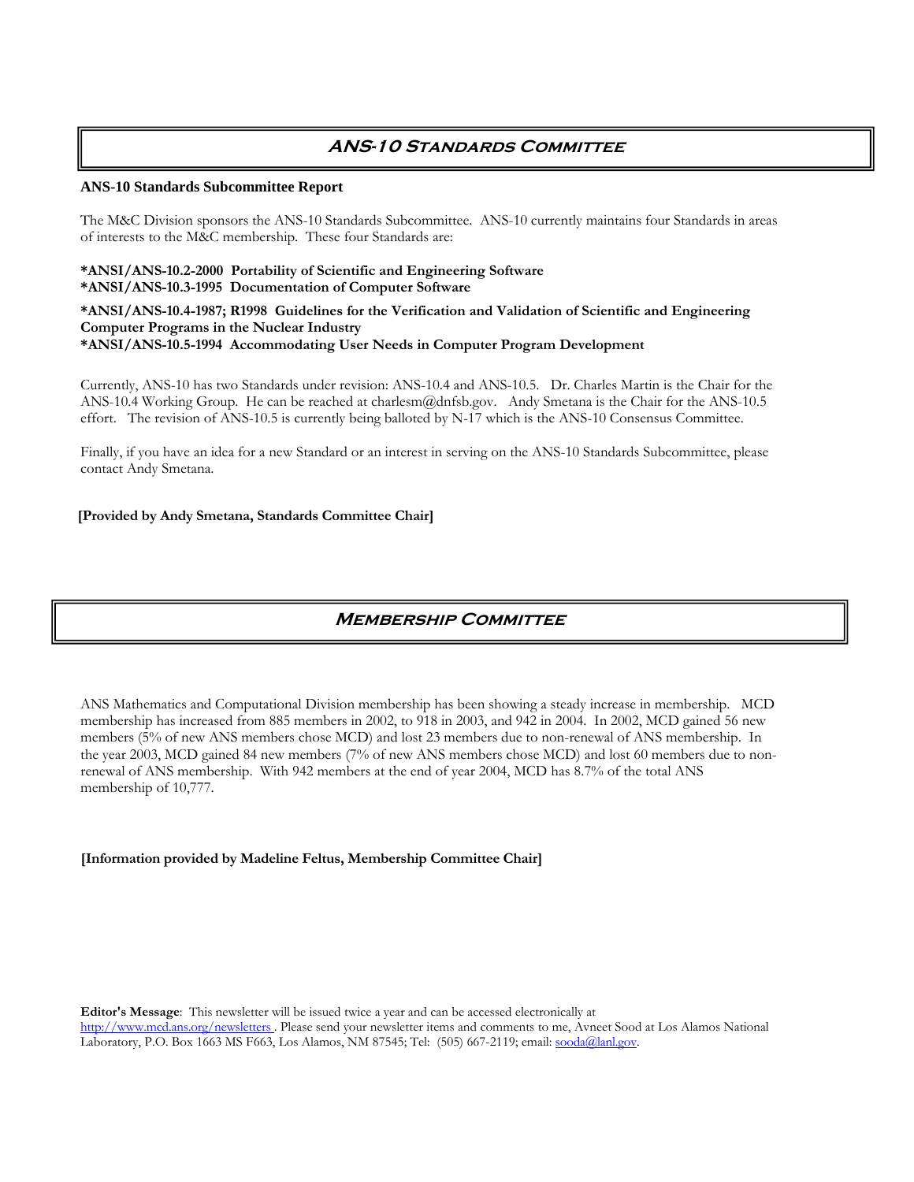## ANS-10 Standards Committee

### ANS-10 Standards Subcommittee Report

The M&C Division sponsors the ANS-10 Standards Subcommittee. ANS-10 currently maintains four Standards in areas of interests to the M&C membership. These four Standards are:

**\*ANSI/ANS-10.2-2000 Portability of Scientific and Engineering Software**
**\*ANSI/ANS-10.3-1995 Documentation of Computer Software**

**\*ANSI/ANS-10.4-1987; R1998 Guidelines for the Verification and Validation of Scientific and Engineering Computer Programs in the Nuclear Industry**
**\*ANSI/ANS-10.5-1994 Accommodating User Needs in Computer Program Development**

Currently, ANS-10 has two Standards under revision: ANS-10.4 and ANS-10.5. Dr. Charles Martin is the Chair for the ANS-10.4 Working Group. He can be reached at charlesm@dnfsb.gov. Andy Smetana is the Chair for the ANS-10.5 effort. The revision of ANS-10.5 is currently being balloted by N-17 which is the ANS-10 Consensus Committee.

Finally, if you have an idea for a new Standard or an interest in serving on the ANS-10 Standards Subcommittee, please contact Andy Smetana.

**[Provided by Andy Smetana, Standards Committee Chair]**

## Membership Committee

ANS Mathematics and Computational Division membership has been showing a steady increase in membership. MCD membership has increased from 885 members in 2002, to 918 in 2003, and 942 in 2004. In 2002, MCD gained 56 new members (5% of new ANS members chose MCD) and lost 23 members due to non-renewal of ANS membership. In the year 2003, MCD gained 84 new members (7% of new ANS members chose MCD) and lost 60 members due to non-renewal of ANS membership. With 942 members at the end of year 2004, MCD has 8.7% of the total ANS membership of 10,777.

**[Information provided by Madeline Feltus, Membership Committee Chair]**

**Editor's Message**: This newsletter will be issued twice a year and can be accessed electronically at http://www.mcd.ans.org/newsletters . Please send your newsletter items and comments to me, Avneet Sood at Los Alamos National Laboratory, P.O. Box 1663 MS F663, Los Alamos, NM 87545; Tel: (505) 667-2119; email: sooda@lanl.gov.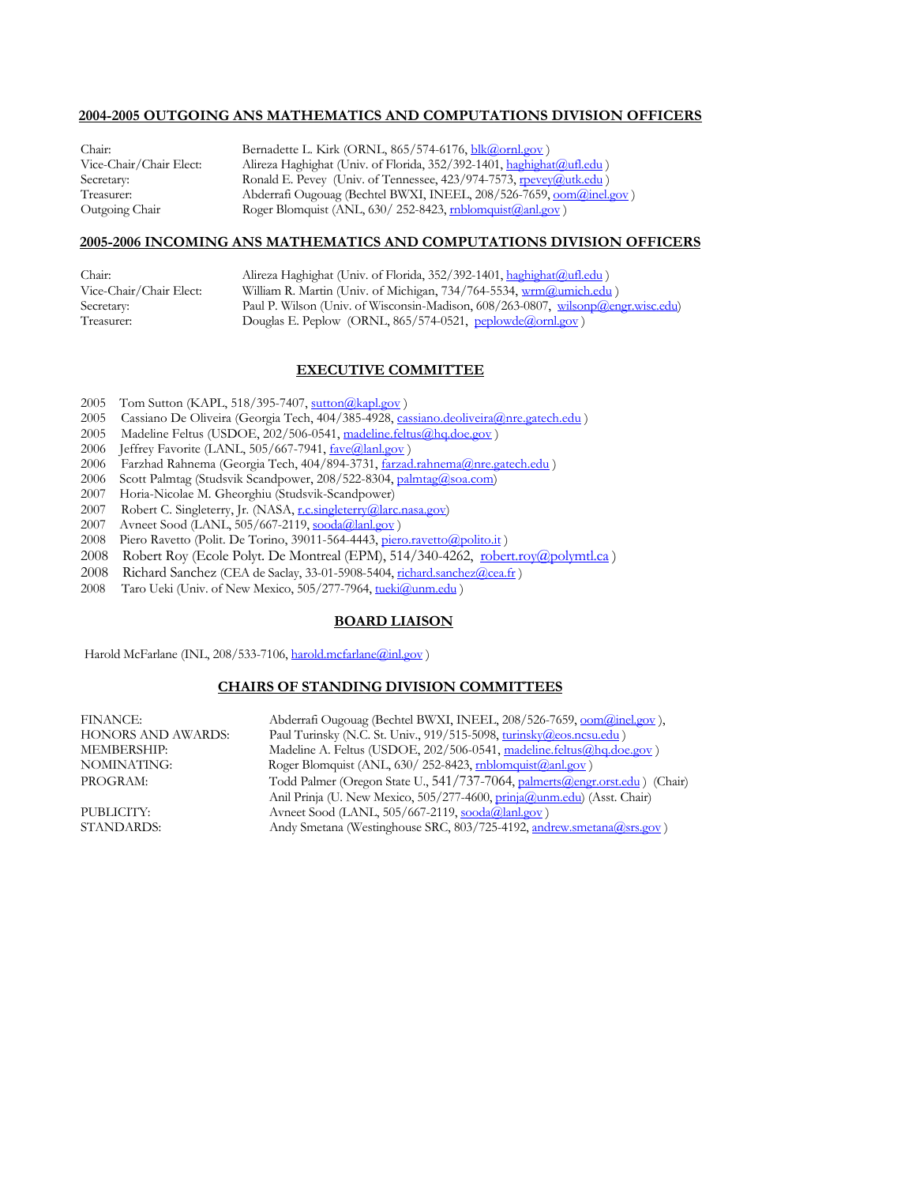## 2004-2005 OUTGOING ANS MATHEMATICS AND COMPUTATIONS DIVISION OFFICERS

| | |
|---|---|
| Chair: | Bernadette L. Kirk (ORNL, 865/574-6176, blk@ornl.gov ) |
| Vice-Chair/Chair Elect: | Alireza Haghighat (Univ. of Florida, 352/392-1401, haghighat@ufl.edu ) |
| Secretary: | Ronald E. Pevey (Univ. of Tennessee, 423/974-7573, rpevey@utk.edu ) |
| Treasurer: | Abderrafi Ougouag (Bechtel BWXI, INEEL, 208/526-7659, oom@inel.gov ) |
| Outgoing Chair | Roger Blomquist (ANL, 630/ 252-8423, rnblomquist@anl.gov ) |

## 2005-2006 INCOMING ANS MATHEMATICS AND COMPUTATIONS DIVISION OFFICERS

| | |
|---|---|
| Chair: | Alireza Haghighat (Univ. of Florida, 352/392-1401, haghighat@ufl.edu ) |
| Vice-Chair/Chair Elect: | William R. Martin (Univ. of Michigan, 734/764-5534, wrm@umich.edu ) |
| Secretary: | Paul P. Wilson (Univ. of Wisconsin-Madison, 608/263-0807, wilsonp@engr.wisc.edu) |
| Treasurer: | Douglas E. Peplow (ORNL, 865/574-0521, peplowde@ornl.gov ) |

## EXECUTIVE COMMITTEE

2005 Tom Sutton (KAPL, 518/395-7407, sutton@kapl.gov )
2005 Cassiano De Oliveira (Georgia Tech, 404/385-4928, cassiano.deoliveira@nre.gatech.edu )
2005 Madeline Feltus (USDOE, 202/506-0541, madeline.feltus@hq.doe.gov )
2006 Jeffrey Favorite (LANL, 505/667-7941, fave@lanl.gov )
2006 Farzhad Rahnema (Georgia Tech, 404/894-3731, farzad.rahnema@nre.gatech.edu )
2006 Scott Palmtag (Studsvik Scandpower, 208/522-8304, palmtag@soa.com)
2007 Horia-Nicolae M. Gheorghiu (Studsvik-Scandpower)
2007 Robert C. Singleterry, Jr. (NASA, r.c.singleterry@larc.nasa.gov)
2007 Avneet Sood (LANL, 505/667-2119, sooda@lanl.gov )
2008 Piero Ravetto (Polit. De Torino, 39011-564-4443, piero.ravetto@polito.it )
2008 Robert Roy (Ecole Polyt. De Montreal (EPM), 514/340-4262, robert.roy@polymtl.ca )
2008 Richard Sanchez (CEA de Saclay, 33-01-5908-5404, richard.sanchez@cea.fr )
2008 Taro Ueki (Univ. of New Mexico, 505/277-7964, tueki@unm.edu )

## BOARD LIAISON

Harold McFarlane (INL, 208/533-7106, harold.mcfarlane@inl.gov )

## CHAIRS OF STANDING DIVISION COMMITTEES

| | |
|---|---|
| FINANCE: | Abderrafi Ougouag (Bechtel BWXI, INEEL, 208/526-7659, oom@inel.gov ), |
| HONORS AND AWARDS: | Paul Turinsky (N.C. St. Univ., 919/515-5098, turinsky@eos.ncsu.edu ) |
| MEMBERSHIP: | Madeline A. Feltus (USDOE, 202/506-0541, madeline.feltus@hq.doe.gov ) |
| NOMINATING: | Roger Blomquist (ANL, 630/ 252-8423, rnblomquist@anl.gov ) |
| PROGRAM: | Todd Palmer (Oregon State U., 541/737-7064, palmerts@engr.orst.edu ) (Chair) |
| | Anil Prinja (U. New Mexico, 505/277-4600, prinja@unm.edu) (Asst. Chair) |
| PUBLICITY: | Avneet Sood (LANL, 505/667-2119, sooda@lanl.gov ) |
| STANDARDS: | Andy Smetana (Westinghouse SRC, 803/725-4192, andrew.smetana@srs.gov ) |